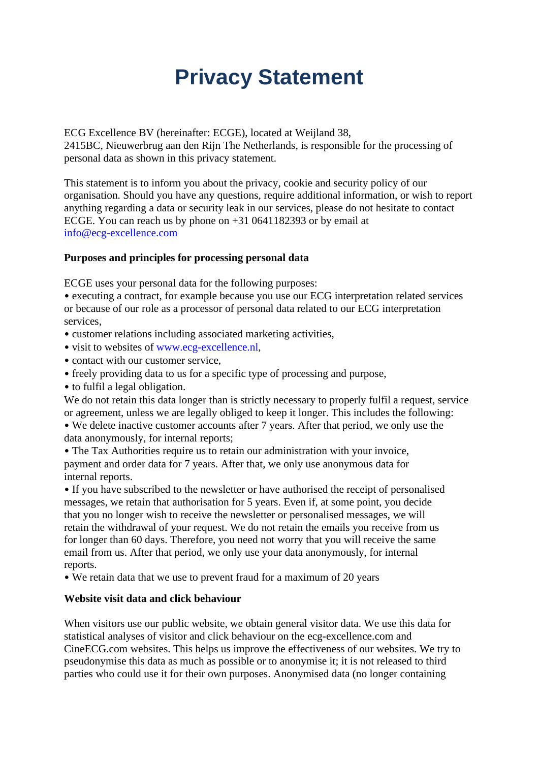# Privacy Statement

ECG Excellence BV (hereinafter: ECGE), located at Weijland 38, 2415BC, Nieuwerbrug aan den Rijn The Netherlands, is responsible for the processing of personal data as shown in this privacy statement.

This statement is to inform you about the privacy, cookie and security policy of our organisation. Should you have any questions, require additional information, or wish to report anything regarding a data or security leak in our services, please do not hesitate to contact ECGE. You can reach us by phone on +31 0641182393 or by email at info@ecg-excellence.com

**Purposes and principles for processing personal data**

ECGE uses your personal data for the following purposes:
• executing a contract, for example because you use our ECG interpretation related services or because of our role as a processor of personal data related to our ECG interpretation services,
• customer relations including associated marketing activities,
• visit to websites of www.ecg-excellence.nl,
• contact with our customer service,
• freely providing data to us for a specific type of processing and purpose,
• to fulfil a legal obligation.
We do not retain this data longer than is strictly necessary to properly fulfil a request, service or agreement, unless we are legally obliged to keep it longer. This includes the following:
• We delete inactive customer accounts after 7 years. After that period, we only use the data anonymously, for internal reports;
• The Tax Authorities require us to retain our administration with your invoice, payment and order data for 7 years. After that, we only use anonymous data for internal reports.
• If you have subscribed to the newsletter or have authorised the receipt of personalised messages, we retain that authorisation for 5 years. Even if, at some point, you decide that you no longer wish to receive the newsletter or personalised messages, we will retain the withdrawal of your request. We do not retain the emails you receive from us for longer than 60 days. Therefore, you need not worry that you will receive the same email from us. After that period, we only use your data anonymously, for internal reports.
• We retain data that we use to prevent fraud for a maximum of 20 years

**Website visit data and click behaviour**

When visitors use our public website, we obtain general visitor data. We use this data for statistical analyses of visitor and click behaviour on the ecg-excellence.com and CineECG.com websites. This helps us improve the effectiveness of our websites. We try to pseudonymise this data as much as possible or to anonymise it; it is not released to third parties who could use it for their own purposes. Anonymised data (no longer containing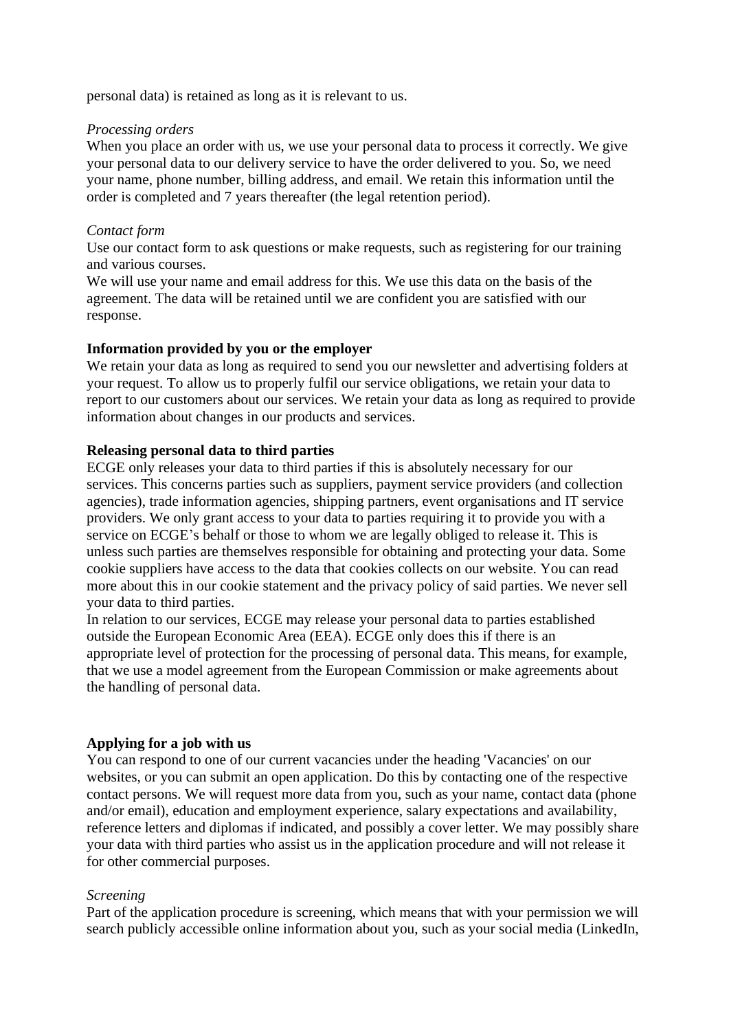personal data) is retained as long as it is relevant to us.

*Processing orders*
When you place an order with us, we use your personal data to process it correctly. We give your personal data to our delivery service to have the order delivered to you. So, we need your name, phone number, billing address, and email. We retain this information until the order is completed and 7 years thereafter (the legal retention period).

*Contact form*
Use our contact form to ask questions or make requests, such as registering for our training and various courses.
We will use your name and email address for this. We use this data on the basis of the agreement. The data will be retained until we are confident you are satisfied with our response.

**Information provided by you or the employer**
We retain your data as long as required to send you our newsletter and advertising folders at your request. To allow us to properly fulfil our service obligations, we retain your data to report to our customers about our services. We retain your data as long as required to provide information about changes in our products and services.

**Releasing personal data to third parties**
ECGE only releases your data to third parties if this is absolutely necessary for our services. This concerns parties such as suppliers, payment service providers (and collection agencies), trade information agencies, shipping partners, event organisations and IT service providers. We only grant access to your data to parties requiring it to provide you with a service on ECGE's behalf or those to whom we are legally obliged to release it. This is unless such parties are themselves responsible for obtaining and protecting your data. Some cookie suppliers have access to the data that cookies collects on our website. You can read more about this in our cookie statement and the privacy policy of said parties. We never sell your data to third parties.
In relation to our services, ECGE may release your personal data to parties established outside the European Economic Area (EEA). ECGE only does this if there is an appropriate level of protection for the processing of personal data. This means, for example, that we use a model agreement from the European Commission or make agreements about the handling of personal data.

**Applying for a job with us**
You can respond to one of our current vacancies under the heading 'Vacancies' on our websites, or you can submit an open application. Do this by contacting one of the respective contact persons. We will request more data from you, such as your name, contact data (phone and/or email), education and employment experience, salary expectations and availability, reference letters and diplomas if indicated, and possibly a cover letter. We may possibly share your data with third parties who assist us in the application procedure and will not release it for other commercial purposes.

*Screening*
Part of the application procedure is screening, which means that with your permission we will search publicly accessible online information about you, such as your social media (LinkedIn,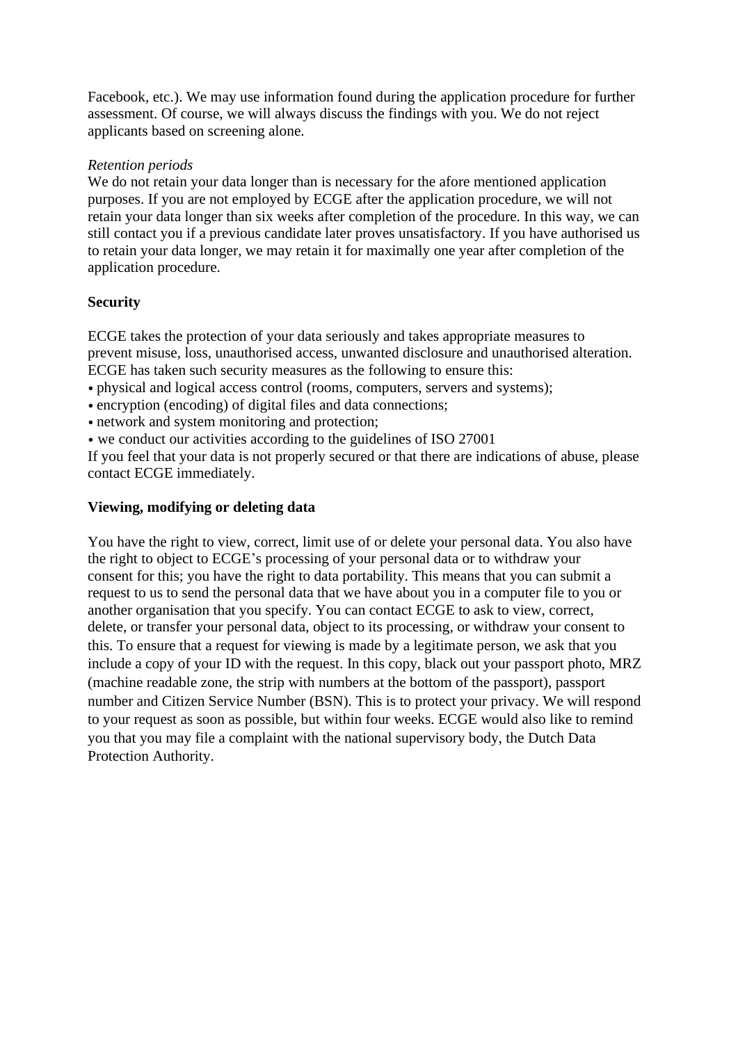Facebook, etc.). We may use information found during the application procedure for further assessment. Of course, we will always discuss the findings with you. We do not reject applicants based on screening alone.

*Retention periods*
We do not retain your data longer than is necessary for the afore mentioned application purposes. If you are not employed by ECGE after the application procedure, we will not retain your data longer than six weeks after completion of the procedure. In this way, we can still contact you if a previous candidate later proves unsatisfactory. If you have authorised us to retain your data longer, we may retain it for maximally one year after completion of the application procedure.

**Security**

ECGE takes the protection of your data seriously and takes appropriate measures to prevent misuse, loss, unauthorised access, unwanted disclosure and unauthorised alteration. ECGE has taken such security measures as the following to ensure this:

- physical and logical access control (rooms, computers, servers and systems);
- encryption (encoding) of digital files and data connections;
- network and system monitoring and protection;
- we conduct our activities according to the guidelines of ISO 27001

If you feel that your data is not properly secured or that there are indications of abuse, please contact ECGE immediately.

**Viewing, modifying or deleting data**

You have the right to view, correct, limit use of or delete your personal data. You also have the right to object to ECGE's processing of your personal data or to withdraw your consent for this; you have the right to data portability. This means that you can submit a request to us to send the personal data that we have about you in a computer file to you or another organisation that you specify. You can contact ECGE to ask to view, correct, delete, or transfer your personal data, object to its processing, or withdraw your consent to this. To ensure that a request for viewing is made by a legitimate person, we ask that you include a copy of your ID with the request. In this copy, black out your passport photo, MRZ (machine readable zone, the strip with numbers at the bottom of the passport), passport number and Citizen Service Number (BSN). This is to protect your privacy. We will respond to your request as soon as possible, but within four weeks. ECGE would also like to remind you that you may file a complaint with the national supervisory body, the Dutch Data Protection Authority.